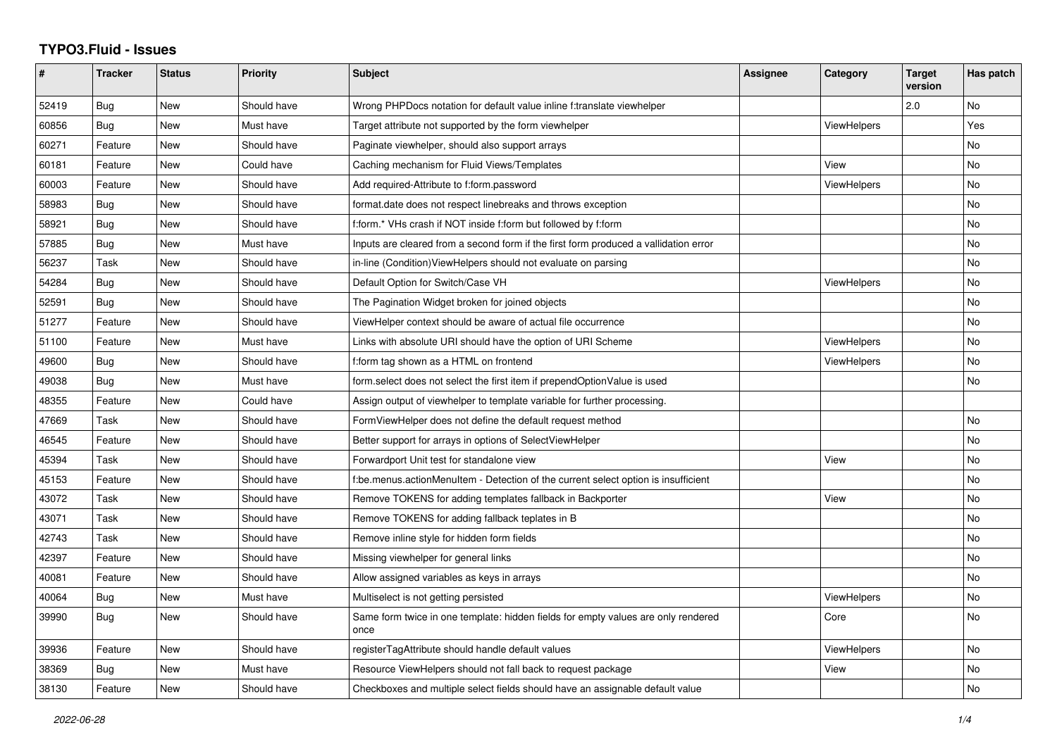# TYPO3.Fluid - Issues

| # | Tracker | Status | Priority | Subject | Assignee | Category | Target version | Has patch |
|---|---|---|---|---|---|---|---|---|
| 52419 | Bug | New | Should have | Wrong PHPDocs notation for default value inline f:translate viewhelper | | | 2.0 | No |
| 60856 | Bug | New | Must have | Target attribute not supported by the form viewhelper | | ViewHelpers | | Yes |
| 60271 | Feature | New | Should have | Paginate viewhelper, should also support arrays | | | | No |
| 60181 | Feature | New | Could have | Caching mechanism for Fluid Views/Templates | | View | | No |
| 60003 | Feature | New | Should have | Add required-Attribute to f:form.password | | ViewHelpers | | No |
| 58983 | Bug | New | Should have | format.date does not respect linebreaks and throws exception | | | | No |
| 58921 | Bug | New | Should have | f:form.* VHs crash if NOT inside f:form but followed by f:form | | | | No |
| 57885 | Bug | New | Must have | Inputs are cleared from a second form if the first form produced a vallidation error | | | | No |
| 56237 | Task | New | Should have | in-line (Condition)ViewHelpers should not evaluate on parsing | | | | No |
| 54284 | Bug | New | Should have | Default Option for Switch/Case VH | | ViewHelpers | | No |
| 52591 | Bug | New | Should have | The Pagination Widget broken for joined objects | | | | No |
| 51277 | Feature | New | Should have | ViewHelper context should be aware of actual file occurrence | | | | No |
| 51100 | Feature | New | Must have | Links with absolute URI should have the option of URI Scheme | | ViewHelpers | | No |
| 49600 | Bug | New | Should have | f:form tag shown as a HTML on frontend | | ViewHelpers | | No |
| 49038 | Bug | New | Must have | form.select does not select the first item if prependOptionValue is used | | | | No |
| 48355 | Feature | New | Could have | Assign output of viewhelper to template variable for further processing. | | | | |
| 47669 | Task | New | Should have | FormViewHelper does not define the default request method | | | | No |
| 46545 | Feature | New | Should have | Better support for arrays in options of SelectViewHelper | | | | No |
| 45394 | Task | New | Should have | Forwardport Unit test for standalone view | | View | | No |
| 45153 | Feature | New | Should have | f:be.menus.actionMenuItem - Detection of the current select option is insufficient | | | | No |
| 43072 | Task | New | Should have | Remove TOKENS for adding templates fallback in Backporter | | View | | No |
| 43071 | Task | New | Should have | Remove TOKENS for adding fallback teplates in B | | | | No |
| 42743 | Task | New | Should have | Remove inline style for hidden form fields | | | | No |
| 42397 | Feature | New | Should have | Missing viewhelper for general links | | | | No |
| 40081 | Feature | New | Should have | Allow assigned variables as keys in arrays | | | | No |
| 40064 | Bug | New | Must have | Multiselect is not getting persisted | | ViewHelpers | | No |
| 39990 | Bug | New | Should have | Same form twice in one template: hidden fields for empty values are only rendered once | | Core | | No |
| 39936 | Feature | New | Should have | registerTagAttribute should handle default values | | ViewHelpers | | No |
| 38369 | Bug | New | Must have | Resource ViewHelpers should not fall back to request package | | View | | No |
| 38130 | Feature | New | Should have | Checkboxes and multiple select fields should have an assignable default value | | | | No |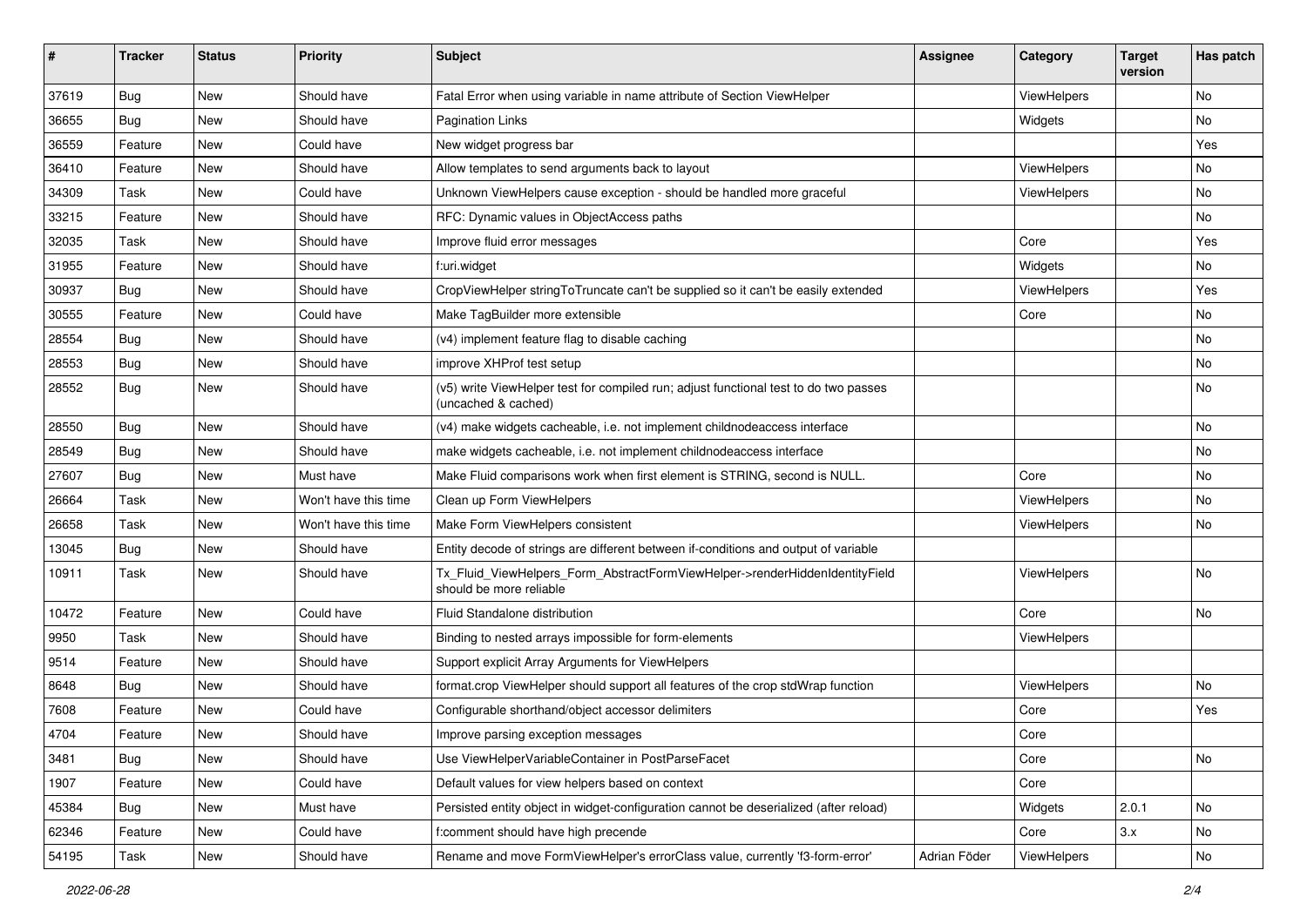| # | Tracker | Status | Priority | Subject | Assignee | Category | Target version | Has patch |
|---|---|---|---|---|---|---|---|---|
| 37619 | Bug | New | Should have | Fatal Error when using variable in name attribute of Section ViewHelper | | ViewHelpers | | No |
| 36655 | Bug | New | Should have | Pagination Links | | Widgets | | No |
| 36559 | Feature | New | Could have | New widget progress bar | | | | Yes |
| 36410 | Feature | New | Should have | Allow templates to send arguments back to layout | | ViewHelpers | | No |
| 34309 | Task | New | Could have | Unknown ViewHelpers cause exception - should be handled more graceful | | ViewHelpers | | No |
| 33215 | Feature | New | Should have | RFC: Dynamic values in ObjectAccess paths | | | | No |
| 32035 | Task | New | Should have | Improve fluid error messages | | Core | | Yes |
| 31955 | Feature | New | Should have | f:uri.widget | | Widgets | | No |
| 30937 | Bug | New | Should have | CropViewHelper stringToTruncate can't be supplied so it can't be easily extended | | ViewHelpers | | Yes |
| 30555 | Feature | New | Could have | Make TagBuilder more extensible | | Core | | No |
| 28554 | Bug | New | Should have | (v4) implement feature flag to disable caching | | | | No |
| 28553 | Bug | New | Should have | improve XHProf test setup | | | | No |
| 28552 | Bug | New | Should have | (v5) write ViewHelper test for compiled run; adjust functional test to do two passes (uncached & cached) | | | | No |
| 28550 | Bug | New | Should have | (v4) make widgets cacheable, i.e. not implement childnodeaccess interface | | | | No |
| 28549 | Bug | New | Should have | make widgets cacheable, i.e. not implement childnodeaccess interface | | | | No |
| 27607 | Bug | New | Must have | Make Fluid comparisons work when first element is STRING, second is NULL. | | Core | | No |
| 26664 | Task | New | Won't have this time | Clean up Form ViewHelpers | | ViewHelpers | | No |
| 26658 | Task | New | Won't have this time | Make Form ViewHelpers consistent | | ViewHelpers | | No |
| 13045 | Bug | New | Should have | Entity decode of strings are different between if-conditions and output of variable | | | | |
| 10911 | Task | New | Should have | Tx_Fluid_ViewHelpers_Form_AbstractFormViewHelper->renderHiddenIdentityField should be more reliable | | ViewHelpers | | No |
| 10472 | Feature | New | Could have | Fluid Standalone distribution | | Core | | No |
| 9950 | Task | New | Should have | Binding to nested arrays impossible for form-elements | | ViewHelpers | | |
| 9514 | Feature | New | Should have | Support explicit Array Arguments for ViewHelpers | | | | |
| 8648 | Bug | New | Should have | format.crop ViewHelper should support all features of the crop stdWrap function | | ViewHelpers | | No |
| 7608 | Feature | New | Could have | Configurable shorthand/object accessor delimiters | | Core | | Yes |
| 4704 | Feature | New | Should have | Improve parsing exception messages | | Core | | |
| 3481 | Bug | New | Should have | Use ViewHelperVariableContainer in PostParseFacet | | Core | | No |
| 1907 | Feature | New | Could have | Default values for view helpers based on context | | Core | | |
| 45384 | Bug | New | Must have | Persisted entity object in widget-configuration cannot be deserialized (after reload) | | Widgets | 2.0.1 | No |
| 62346 | Feature | New | Could have | f:comment should have high precende | | Core | 3.x | No |
| 54195 | Task | New | Should have | Rename and move FormViewHelper's errorClass value, currently 'f3-form-error' | Adrian Föder | ViewHelpers | | No |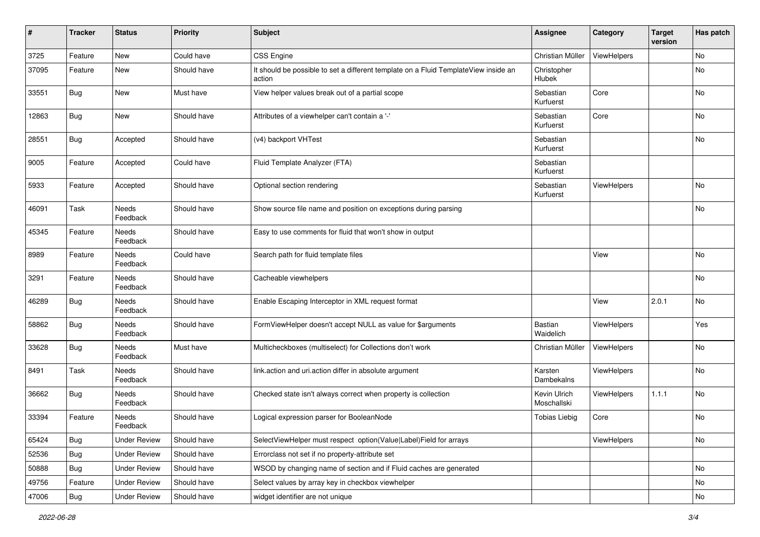| # | Tracker | Status | Priority | Subject | Assignee | Category | Target version | Has patch |
|---|---|---|---|---|---|---|---|---|
| 3725 | Feature | New | Could have | CSS Engine | Christian Müller | ViewHelpers | | No |
| 37095 | Feature | New | Should have | It should be possible to set a different template on a Fluid TemplateView inside an action | Christopher Hlubek | | | No |
| 33551 | Bug | New | Must have | View helper values break out of a partial scope | Sebastian Kurfuerst | Core | | No |
| 12863 | Bug | New | Should have | Attributes of a viewhelper can't contain a '-' | Sebastian Kurfuerst | Core | | No |
| 28551 | Bug | Accepted | Should have | (v4) backport VHTest | Sebastian Kurfuerst | | | No |
| 9005 | Feature | Accepted | Could have | Fluid Template Analyzer (FTA) | Sebastian Kurfuerst | | | |
| 5933 | Feature | Accepted | Should have | Optional section rendering | Sebastian Kurfuerst | ViewHelpers | | No |
| 46091 | Task | Needs Feedback | Should have | Show source file name and position on exceptions during parsing | | | | No |
| 45345 | Feature | Needs Feedback | Should have | Easy to use comments for fluid that won't show in output | | | | |
| 8989 | Feature | Needs Feedback | Could have | Search path for fluid template files | | View | | No |
| 3291 | Feature | Needs Feedback | Should have | Cacheable viewhelpers | | | | No |
| 46289 | Bug | Needs Feedback | Should have | Enable Escaping Interceptor in XML request format | | View | 2.0.1 | No |
| 58862 | Bug | Needs Feedback | Should have | FormViewHelper doesn't accept NULL as value for $arguments | Bastian Waidelich | ViewHelpers | | Yes |
| 33628 | Bug | Needs Feedback | Must have | Multicheckboxes (multiselect) for Collections don't work | Christian Müller | ViewHelpers | | No |
| 8491 | Task | Needs Feedback | Should have | link.action and uri.action differ in absolute argument | Karsten Dambekalns | ViewHelpers | | No |
| 36662 | Bug | Needs Feedback | Should have | Checked state isn't always correct when property is collection | Kevin Ulrich Moschallski | ViewHelpers | 1.1.1 | No |
| 33394 | Feature | Needs Feedback | Should have | Logical expression parser for BooleanNode | Tobias Liebig | Core | | No |
| 65424 | Bug | Under Review | Should have | SelectViewHelper must respect option(Value\|Label)Field for arrays | | ViewHelpers | | No |
| 52536 | Bug | Under Review | Should have | Errorclass not set if no property-attribute set | | | | |
| 50888 | Bug | Under Review | Should have | WSOD by changing name of section and if Fluid caches are generated | | | | No |
| 49756 | Feature | Under Review | Should have | Select values by array key in checkbox viewhelper | | | | No |
| 47006 | Bug | Under Review | Should have | widget identifier are not unique | | | | No |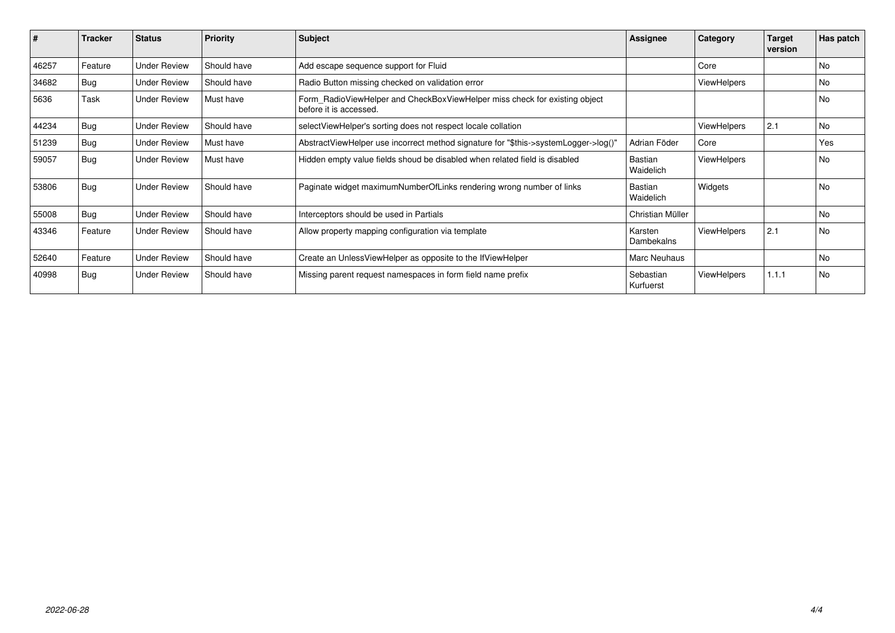| # | Tracker | Status | Priority | Subject | Assignee | Category | Target version | Has patch |
|---|---|---|---|---|---|---|---|---|
| 46257 | Feature | Under Review | Should have | Add escape sequence support for Fluid | | Core | | No |
| 34682 | Bug | Under Review | Should have | Radio Button missing checked on validation error | | ViewHelpers | | No |
| 5636 | Task | Under Review | Must have | Form_RadioViewHelper and CheckBoxViewHelper miss check for existing object before it is accessed. | | | | No |
| 44234 | Bug | Under Review | Should have | selectViewHelper's sorting does not respect locale collation | | ViewHelpers | 2.1 | No |
| 51239 | Bug | Under Review | Must have | AbstractViewHelper use incorrect method signature for "$this->systemLogger->log()" | Adrian Föder | Core | | Yes |
| 59057 | Bug | Under Review | Must have | Hidden empty value fields shoud be disabled when related field is disabled | Bastian Waidelich | ViewHelpers | | No |
| 53806 | Bug | Under Review | Should have | Paginate widget maximumNumberOfLinks rendering wrong number of links | Bastian Waidelich | Widgets | | No |
| 55008 | Bug | Under Review | Should have | Interceptors should be used in Partials | Christian Müller | | | No |
| 43346 | Feature | Under Review | Should have | Allow property mapping configuration via template | Karsten Dambekalns | ViewHelpers | 2.1 | No |
| 52640 | Feature | Under Review | Should have | Create an UnlessViewHelper as opposite to the IfViewHelper | Marc Neuhaus | | | No |
| 40998 | Bug | Under Review | Should have | Missing parent request namespaces in form field name prefix | Sebastian Kurfuerst | ViewHelpers | 1.1.1 | No |